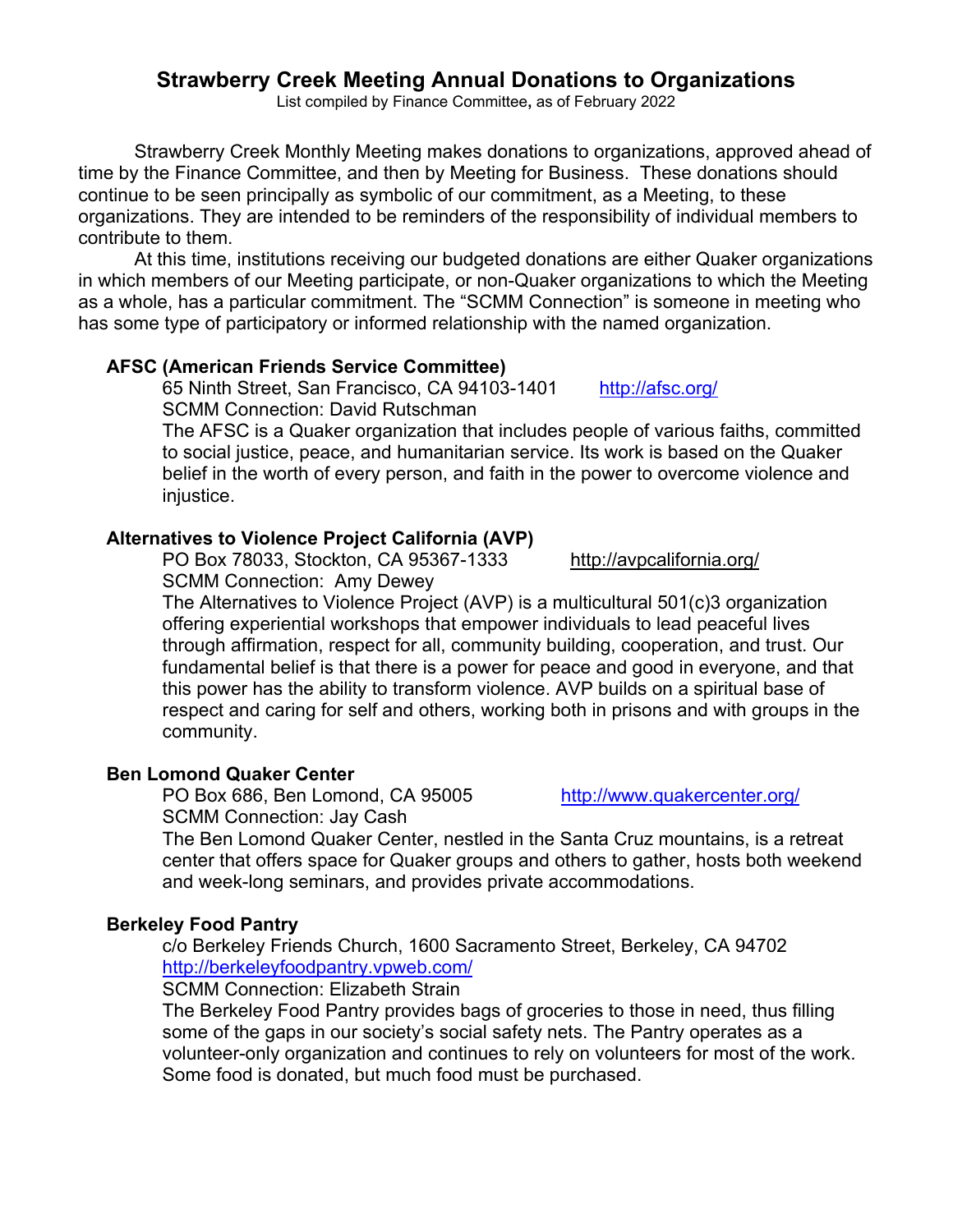# Strawberry Creek Meeting Annual Donations to Organizations

List compiled by Finance Committee, as of February 2022

Strawberry Creek Monthly Meeting makes donations to organizations, approved ahead of time by the Finance Committee, and then by Meeting for Business. These donations should continue to be seen principally as symbolic of our commitment, as a Meeting, to these organizations. They are intended to be reminders of the responsibility of individual members to contribute to them.

At this time, institutions receiving our budgeted donations are either Quaker organizations in which members of our Meeting participate, or non-Quaker organizations to which the Meeting as a whole, has a particular commitment. The "SCMM Connection" is someone in meeting who has some type of participatory or informed relationship with the named organization.

### AFSC (American Friends Service Committee)

65 Ninth Street, San Francisco, CA 94103-1401 http://afsc.org/
SCMM Connection: David Rutschman
The AFSC is a Quaker organization that includes people of various faiths, committed to social justice, peace, and humanitarian service. Its work is based on the Quaker belief in the worth of every person, and faith in the power to overcome violence and injustice.

### Alternatives to Violence Project California (AVP)

PO Box 78033, Stockton, CA 95367-1333 http://avpcalifornia.org/
SCMM Connection: Amy Dewey
The Alternatives to Violence Project (AVP) is a multicultural 501(c)3 organization offering experiential workshops that empower individuals to lead peaceful lives through affirmation, respect for all, community building, cooperation, and trust. Our fundamental belief is that there is a power for peace and good in everyone, and that this power has the ability to transform violence. AVP builds on a spiritual base of respect and caring for self and others, working both in prisons and with groups in the community.

### Ben Lomond Quaker Center

PO Box 686, Ben Lomond, CA 95005 http://www.quakercenter.org/
SCMM Connection: Jay Cash
The Ben Lomond Quaker Center, nestled in the Santa Cruz mountains, is a retreat center that offers space for Quaker groups and others to gather, hosts both weekend and week-long seminars, and provides private accommodations.

### Berkeley Food Pantry

c/o Berkeley Friends Church, 1600 Sacramento Street, Berkeley, CA 94702
http://berkeleyfoodpantry.vpweb.com/
SCMM Connection: Elizabeth Strain
The Berkeley Food Pantry provides bags of groceries to those in need, thus filling some of the gaps in our society's social safety nets. The Pantry operates as a volunteer-only organization and continues to rely on volunteers for most of the work. Some food is donated, but much food must be purchased.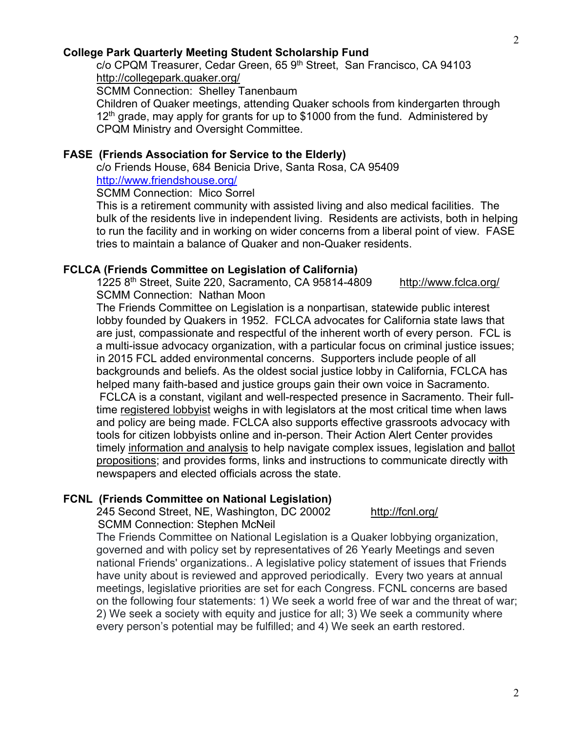**College Park Quarterly Meeting Student Scholarship Fund**

c/o CPQM Treasurer, Cedar Green, 65 9th Street, San Francisco, CA 94103
http://collegepark.quaker.org/
SCMM Connection: Shelley Tanenbaum
Children of Quaker meetings, attending Quaker schools from kindergarten through 12th grade, may apply for grants for up to $1000 from the fund. Administered by CPQM Ministry and Oversight Committee.

**FASE (Friends Association for Service to the Elderly)**

c/o Friends House, 684 Benicia Drive, Santa Rosa, CA 95409
http://www.friendshouse.org/
SCMM Connection: Mico Sorrel
This is a retirement community with assisted living and also medical facilities. The bulk of the residents live in independent living. Residents are activists, both in helping to run the facility and in working on wider concerns from a liberal point of view. FASE tries to maintain a balance of Quaker and non-Quaker residents.

**FCLCA (Friends Committee on Legislation of California)**

1225 8th Street, Suite 220, Sacramento, CA 95814-4809 http://www.fclca.org/
SCMM Connection: Nathan Moon
The Friends Committee on Legislation is a nonpartisan, statewide public interest lobby founded by Quakers in 1952. FCLCA advocates for California state laws that are just, compassionate and respectful of the inherent worth of every person. FCL is a multi-issue advocacy organization, with a particular focus on criminal justice issues; in 2015 FCL added environmental concerns. Supporters include people of all backgrounds and beliefs. As the oldest social justice lobby in California, FCLCA has helped many faith-based and justice groups gain their own voice in Sacramento. FCLCA is a constant, vigilant and well-respected presence in Sacramento. Their full-time registered lobbyist weighs in with legislators at the most critical time when laws and policy are being made. FCLCA also supports effective grassroots advocacy with tools for citizen lobbyists online and in-person. Their Action Alert Center provides timely information and analysis to help navigate complex issues, legislation and ballot propositions; and provides forms, links and instructions to communicate directly with newspapers and elected officials across the state.

**FCNL (Friends Committee on National Legislation)**

245 Second Street, NE, Washington, DC 20002 http://fcnl.org/
SCMM Connection: Stephen McNeil
The Friends Committee on National Legislation is a Quaker lobbying organization, governed and with policy set by representatives of 26 Yearly Meetings and seven national Friends' organizations.. A legislative policy statement of issues that Friends have unity about is reviewed and approved periodically. Every two years at annual meetings, legislative priorities are set for each Congress. FCNL concerns are based on the following four statements: 1) We seek a world free of war and the threat of war; 2) We seek a society with equity and justice for all; 3) We seek a community where every person's potential may be fulfilled; and 4) We seek an earth restored.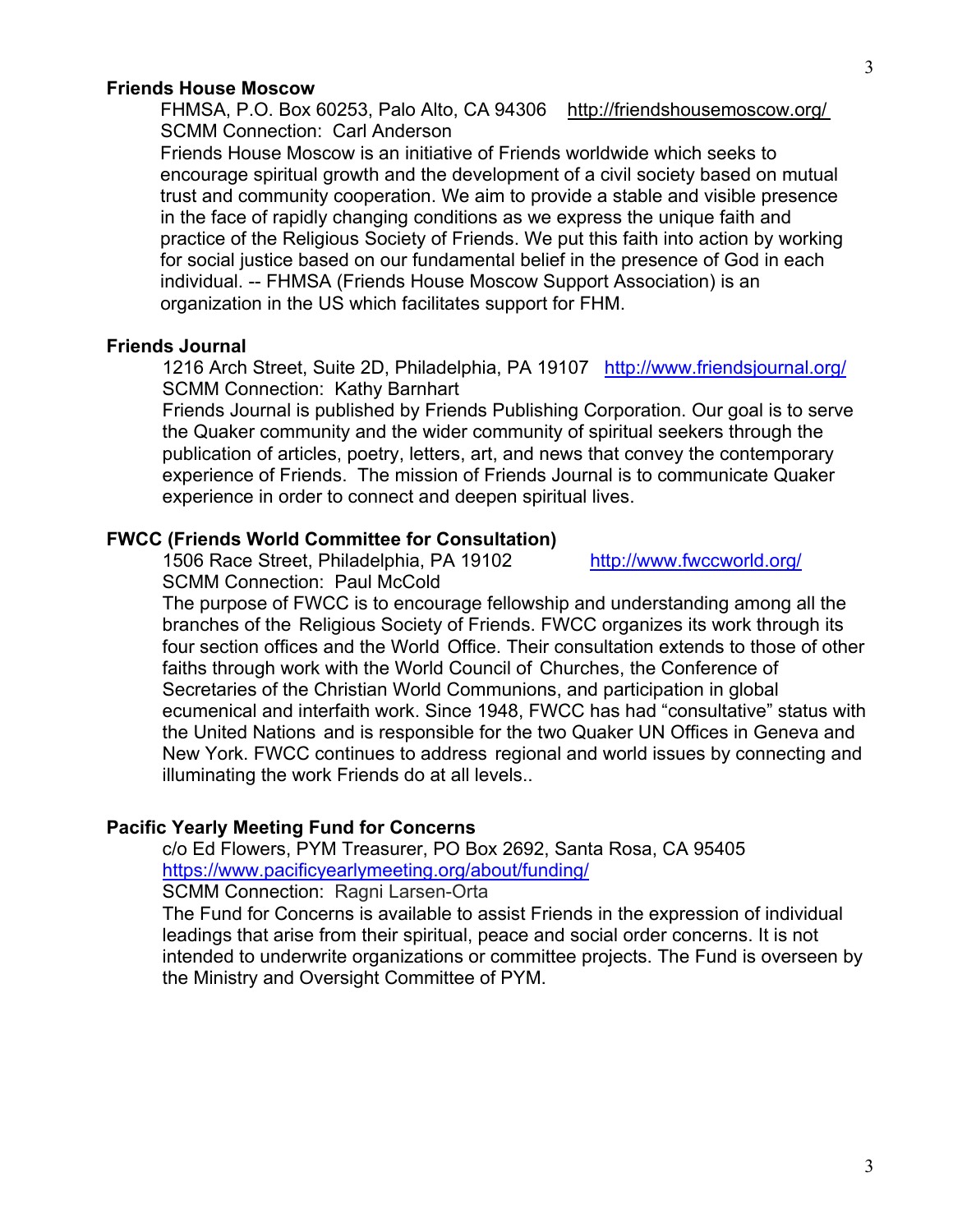**Friends House Moscow**

FHMSA, P.O. Box 60253, Palo Alto, CA 94306 http://friendshousemoscow.org/
SCMM Connection: Carl Anderson
Friends House Moscow is an initiative of Friends worldwide which seeks to encourage spiritual growth and the development of a civil society based on mutual trust and community cooperation. We aim to provide a stable and visible presence in the face of rapidly changing conditions as we express the unique faith and practice of the Religious Society of Friends. We put this faith into action by working for social justice based on our fundamental belief in the presence of God in each individual. -- FHMSA (Friends House Moscow Support Association) is an organization in the US which facilitates support for FHM.

**Friends Journal**

1216 Arch Street, Suite 2D, Philadelphia, PA 19107 http://www.friendsjournal.org/
SCMM Connection: Kathy Barnhart
Friends Journal is published by Friends Publishing Corporation. Our goal is to serve the Quaker community and the wider community of spiritual seekers through the publication of articles, poetry, letters, art, and news that convey the contemporary experience of Friends. The mission of Friends Journal is to communicate Quaker experience in order to connect and deepen spiritual lives.

**FWCC (Friends World Committee for Consultation)**

1506 Race Street, Philadelphia, PA 19102 http://www.fwccworld.org/
SCMM Connection: Paul McCold
The purpose of FWCC is to encourage fellowship and understanding among all the branches of the Religious Society of Friends. FWCC organizes its work through its four section offices and the World Office. Their consultation extends to those of other faiths through work with the World Council of Churches, the Conference of Secretaries of the Christian World Communions, and participation in global ecumenical and interfaith work. Since 1948, FWCC has had “consultative” status with the United Nations and is responsible for the two Quaker UN Offices in Geneva and New York. FWCC continues to address regional and world issues by connecting and illuminating the work Friends do at all levels..

**Pacific Yearly Meeting Fund for Concerns**

c/o Ed Flowers, PYM Treasurer, PO Box 2692, Santa Rosa, CA 95405
https://www.pacificyearlymeeting.org/about/funding/
SCMM Connection: Ragni Larsen-Orta
The Fund for Concerns is available to assist Friends in the expression of individual leadings that arise from their spiritual, peace and social order concerns. It is not intended to underwrite organizations or committee projects. The Fund is overseen by the Ministry and Oversight Committee of PYM.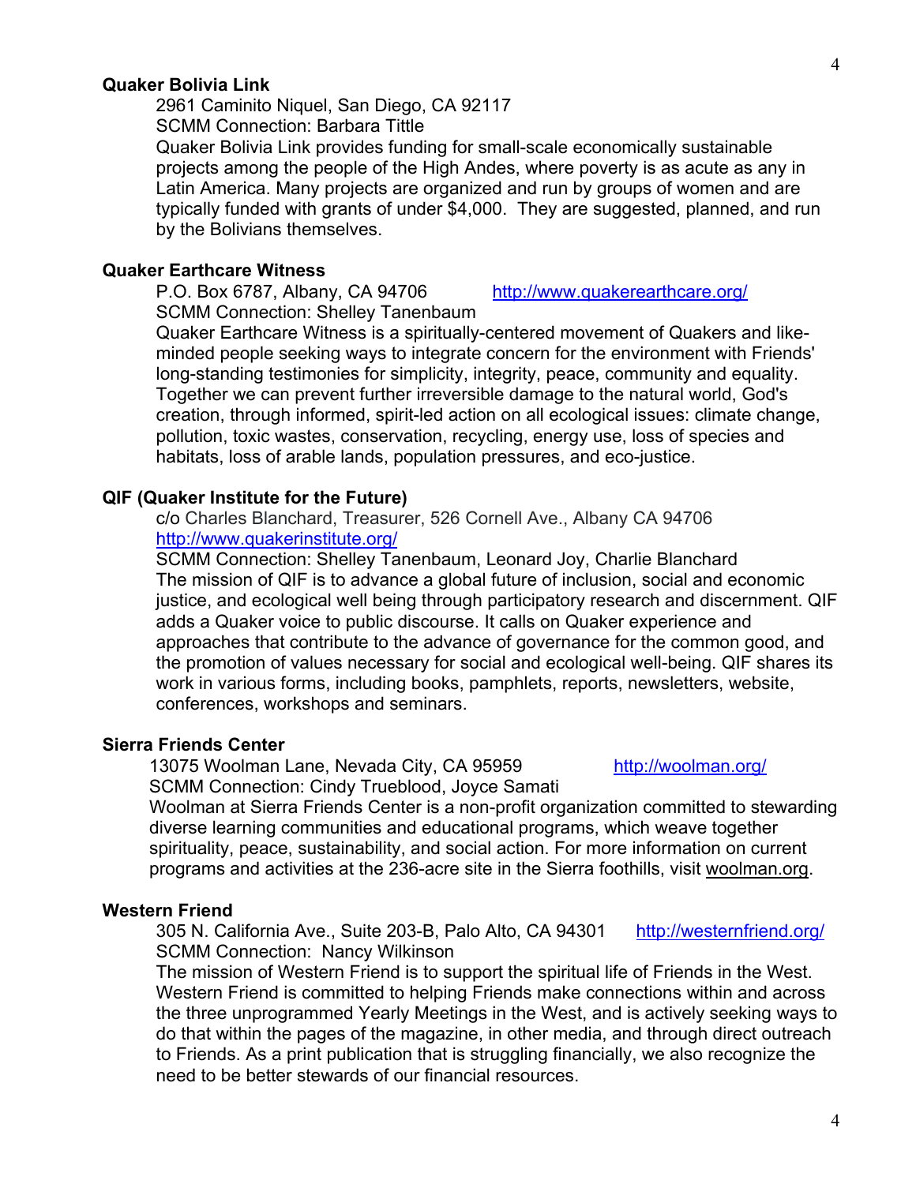**Quaker Bolivia Link**

2961 Caminito Niquel, San Diego, CA 92117
SCMM Connection: Barbara Tittle
Quaker Bolivia Link provides funding for small-scale economically sustainable projects among the people of the High Andes, where poverty is as acute as any in Latin America. Many projects are organized and run by groups of women and are typically funded with grants of under $4,000. They are suggested, planned, and run by the Bolivians themselves.

**Quaker Earthcare Witness**

P.O. Box 6787, Albany, CA 94706 http://www.quakerearthcare.org/
SCMM Connection: Shelley Tanenbaum
Quaker Earthcare Witness is a spiritually-centered movement of Quakers and like-minded people seeking ways to integrate concern for the environment with Friends' long-standing testimonies for simplicity, integrity, peace, community and equality. Together we can prevent further irreversible damage to the natural world, God's creation, through informed, spirit-led action on all ecological issues: climate change, pollution, toxic wastes, conservation, recycling, energy use, loss of species and habitats, loss of arable lands, population pressures, and eco-justice.

**QIF (Quaker Institute for the Future)**

c/o Charles Blanchard, Treasurer, 526 Cornell Ave., Albany CA 94706
http://www.quakerinstitute.org/
SCMM Connection: Shelley Tanenbaum, Leonard Joy, Charlie Blanchard
The mission of QIF is to advance a global future of inclusion, social and economic justice, and ecological well being through participatory research and discernment. QIF adds a Quaker voice to public discourse. It calls on Quaker experience and approaches that contribute to the advance of governance for the common good, and the promotion of values necessary for social and ecological well-being. QIF shares its work in various forms, including books, pamphlets, reports, newsletters, website, conferences, workshops and seminars.

**Sierra Friends Center**

13075 Woolman Lane, Nevada City, CA 95959 http://woolman.org/
SCMM Connection: Cindy Trueblood, Joyce Samati
Woolman at Sierra Friends Center is a non-profit organization committed to stewarding diverse learning communities and educational programs, which weave together spirituality, peace, sustainability, and social action. For more information on current programs and activities at the 236-acre site in the Sierra foothills, visit woolman.org.

**Western Friend**

305 N. California Ave., Suite 203-B, Palo Alto, CA 94301 http://westernfriend.org/
SCMM Connection: Nancy Wilkinson
The mission of Western Friend is to support the spiritual life of Friends in the West. Western Friend is committed to helping Friends make connections within and across the three unprogrammed Yearly Meetings in the West, and is actively seeking ways to do that within the pages of the magazine, in other media, and through direct outreach to Friends. As a print publication that is struggling financially, we also recognize the need to be better stewards of our financial resources.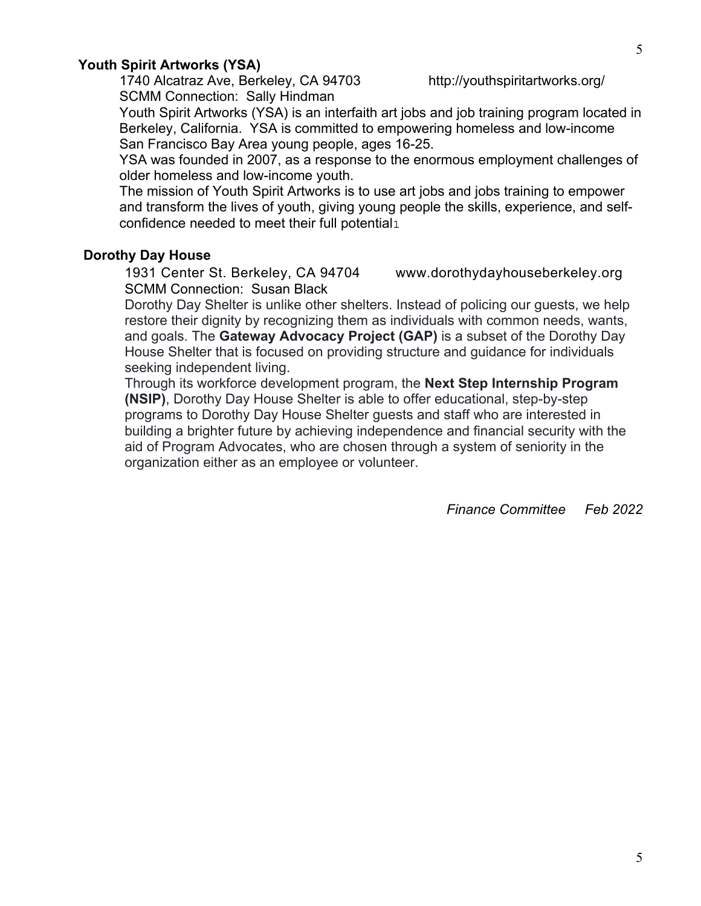**Youth Spirit Artworks (YSA)**

1740 Alcatraz Ave, Berkeley, CA 94703 http://youthspiritartworks.org/

SCMM Connection: Sally Hindman

Youth Spirit Artworks (YSA) is an interfaith art jobs and job training program located in Berkeley, California. YSA is committed to empowering homeless and low-income San Francisco Bay Area young people, ages 16-25.

YSA was founded in 2007, as a response to the enormous employment challenges of older homeless and low-income youth.

The mission of Youth Spirit Artworks is to use art jobs and jobs training to empower and transform the lives of youth, giving young people the skills, experience, and self-confidence needed to meet their full potential[1]

**Dorothy Day House**

1931 Center St. Berkeley, CA 94704 www.dorothydayhouseberkeley.org

SCMM Connection: Susan Black

Dorothy Day Shelter is unlike other shelters. Instead of policing our guests, we help restore their dignity by recognizing them as individuals with common needs, wants, and goals. The **Gateway Advocacy Project (GAP)** is a subset of the Dorothy Day House Shelter that is focused on providing structure and guidance for individuals seeking independent living.

Through its workforce development program, the **Next Step Internship Program (NSIP)**, Dorothy Day House Shelter is able to offer educational, step-by-step programs to Dorothy Day House Shelter guests and staff who are interested in building a brighter future by achieving independence and financial security with the aid of Program Advocates, who are chosen through a system of seniority in the organization either as an employee or volunteer.

*Finance Committee Feb 2022*